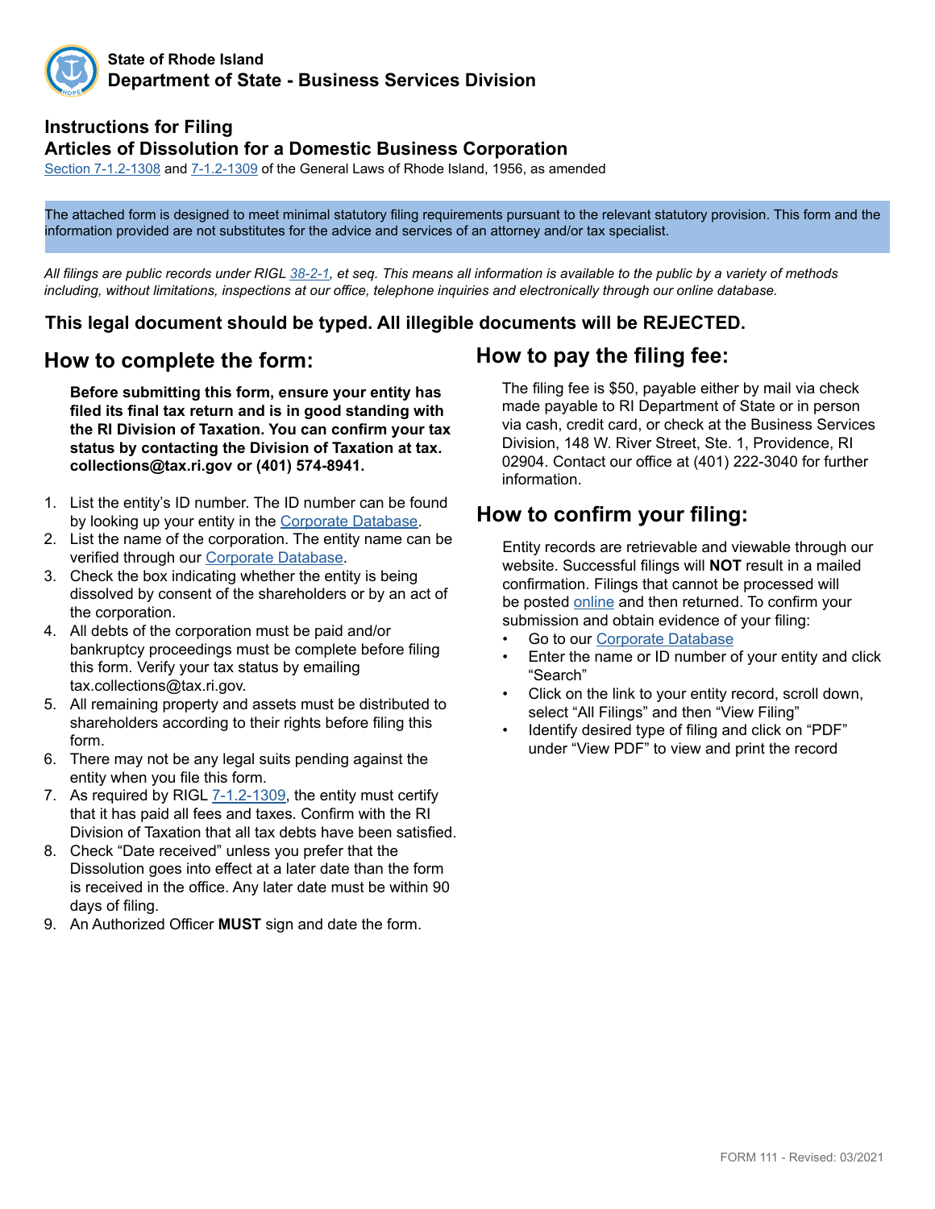**State of Rhode Island**
**Department of State - Business Services Division**

## Instructions for Filing
## Articles of Dissolution for a Domestic Business Corporation

Section 7-1.2-1308 and 7-1.2-1309 of the General Laws of Rhode Island, 1956, as amended

The attached form is designed to meet minimal statutory filing requirements pursuant to the relevant statutory provision. This form and the information provided are not substitutes for the advice and services of an attorney and/or tax specialist.

*All filings are public records under RIGL 38-2-1, et seq. This means all information is available to the public by a variety of methods including, without limitations, inspections at our office, telephone inquiries and electronically through our online database.*

**This legal document should be typed. All illegible documents will be REJECTED.**

## How to complete the form:

**Before submitting this form, ensure your entity has filed its final tax return and is in good standing with the RI Division of Taxation. You can confirm your tax status by contacting the Division of Taxation at tax.collections@tax.ri.gov or (401) 574-8941.**

1. List the entity's ID number. The ID number can be found by looking up your entity in the Corporate Database.
2. List the name of the corporation. The entity name can be verified through our Corporate Database.
3. Check the box indicating whether the entity is being dissolved by consent of the shareholders or by an act of the corporation.
4. All debts of the corporation must be paid and/or bankruptcy proceedings must be complete before filing this form. Verify your tax status by emailing tax.collections@tax.ri.gov.
5. All remaining property and assets must be distributed to shareholders according to their rights before filing this form.
6. There may not be any legal suits pending against the entity when you file this form.
7. As required by RIGL 7-1.2-1309, the entity must certify that it has paid all fees and taxes. Confirm with the RI Division of Taxation that all tax debts have been satisfied.
8. Check "Date received" unless you prefer that the Dissolution goes into effect at a later date than the form is received in the office. Any later date must be within 90 days of filing.
9. An Authorized Officer **MUST** sign and date the form.

## How to pay the filing fee:

The filing fee is $50, payable either by mail via check made payable to RI Department of State or in person via cash, credit card, or check at the Business Services Division, 148 W. River Street, Ste. 1, Providence, RI 02904. Contact our office at (401) 222-3040 for further information.

## How to confirm your filing:

Entity records are retrievable and viewable through our website. Successful filings will **NOT** result in a mailed confirmation. Filings that cannot be processed will be posted online and then returned. To confirm your submission and obtain evidence of your filing:

- Go to our Corporate Database
- Enter the name or ID number of your entity and click "Search"
- Click on the link to your entity record, scroll down, select "All Filings" and then "View Filing"
- Identify desired type of filing and click on "PDF" under "View PDF" to view and print the record

FORM 111 - Revised: 03/2021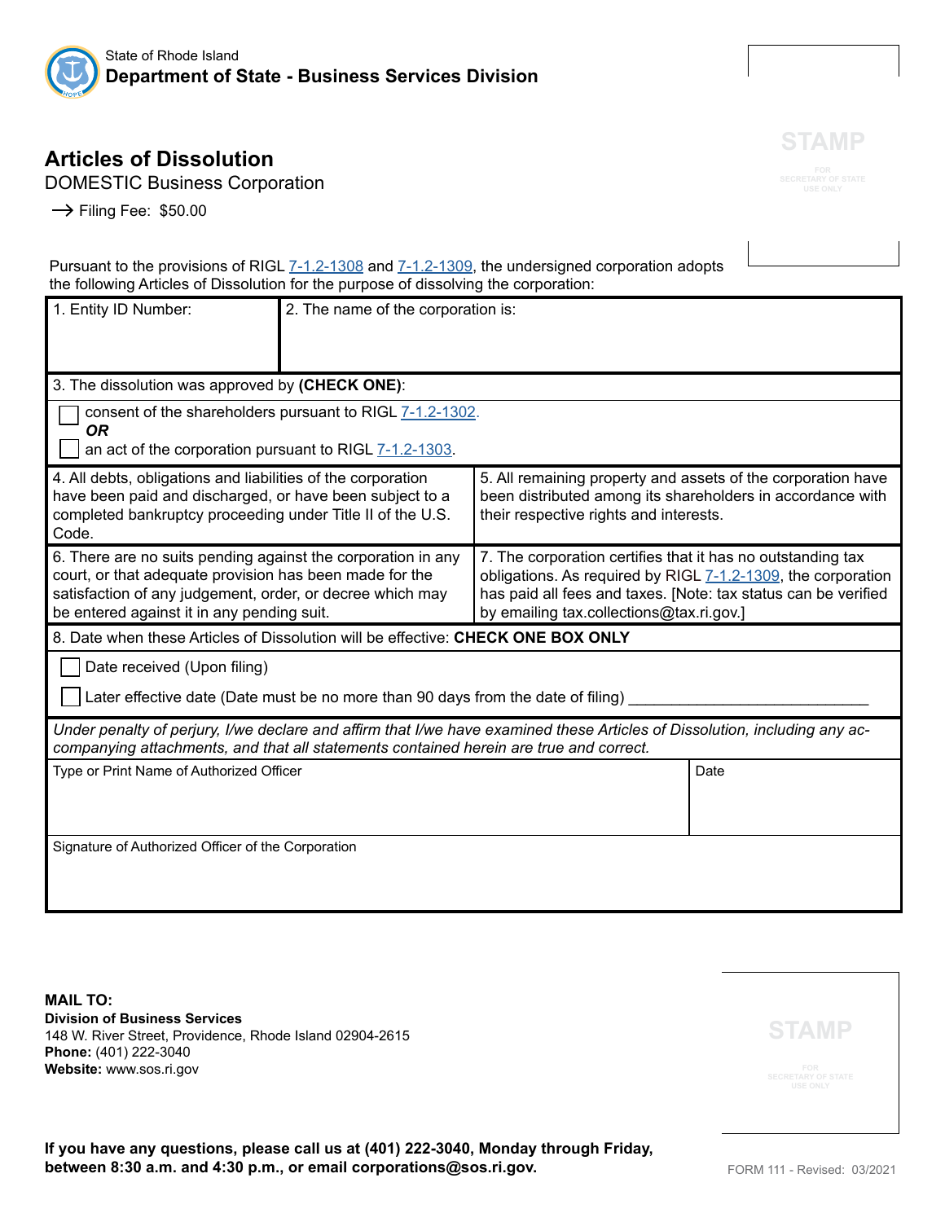State of Rhode Island
**Department of State - Business Services Division**

STAMP
FOR SECRETARY OF STATE USE ONLY

# Articles of Dissolution

DOMESTIC Business Corporation

→ Filing Fee: $50.00

Pursuant to the provisions of RIGL 7-1.2-1308 and 7-1.2-1309, the undersigned corporation adopts the following Articles of Dissolution for the purpose of dissolving the corporation:

| 1. Entity ID Number: | 2. The name of the corporation is: |
|---|---|
| | |

3. The dissolution was approved by **(CHECK ONE)**:

- ☐ consent of the shareholders pursuant to RIGL 7-1.2-1302.

***OR***

- ☐ an act of the corporation pursuant to RIGL 7-1.2-1303.

| | |
|---|---|
| 4. All debts, obligations and liabilities of the corporation have been paid and discharged, or have been subject to a completed bankruptcy proceeding under Title II of the U.S. Code. | 5. All remaining property and assets of the corporation have been distributed among its shareholders in accordance with their respective rights and interests. |
| 6. There are no suits pending against the corporation in any court, or that adequate provision has been made for the satisfaction of any judgement, order, or decree which may be entered against it in any pending suit. | 7. The corporation certifies that it has no outstanding tax obligations. As required by RIGL 7-1.2-1309, the corporation has paid all fees and taxes. [Note: tax status can be verified by emailing tax.collections@tax.ri.gov.] |

8. Date when these Articles of Dissolution will be effective: **CHECK ONE BOX ONLY**

- ☐ Date received (Upon filing)
- ☐ Later effective date (Date must be no more than 90 days from the date of filing) ___________________________

*Under penalty of perjury, I/we declare and affirm that I/we have examined these Articles of Dissolution, including any accompanying attachments, and that all statements contained herein are true and correct.*

| Type or Print Name of Authorized Officer | Date |
|---|---|
| | |

Signature of Authorized Officer of the Corporation

**MAIL TO:**
**Division of Business Services**
148 W. River Street, Providence, Rhode Island 02904-2615
**Phone:** (401) 222-3040
**Website:** www.sos.ri.gov

STAMP
FOR SECRETARY OF STATE USE ONLY

**If you have any questions, please call us at (401) 222-3040, Monday through Friday, between 8:30 a.m. and 4:30 p.m., or email corporations@sos.ri.gov.**

FORM 111 - Revised: 03/2021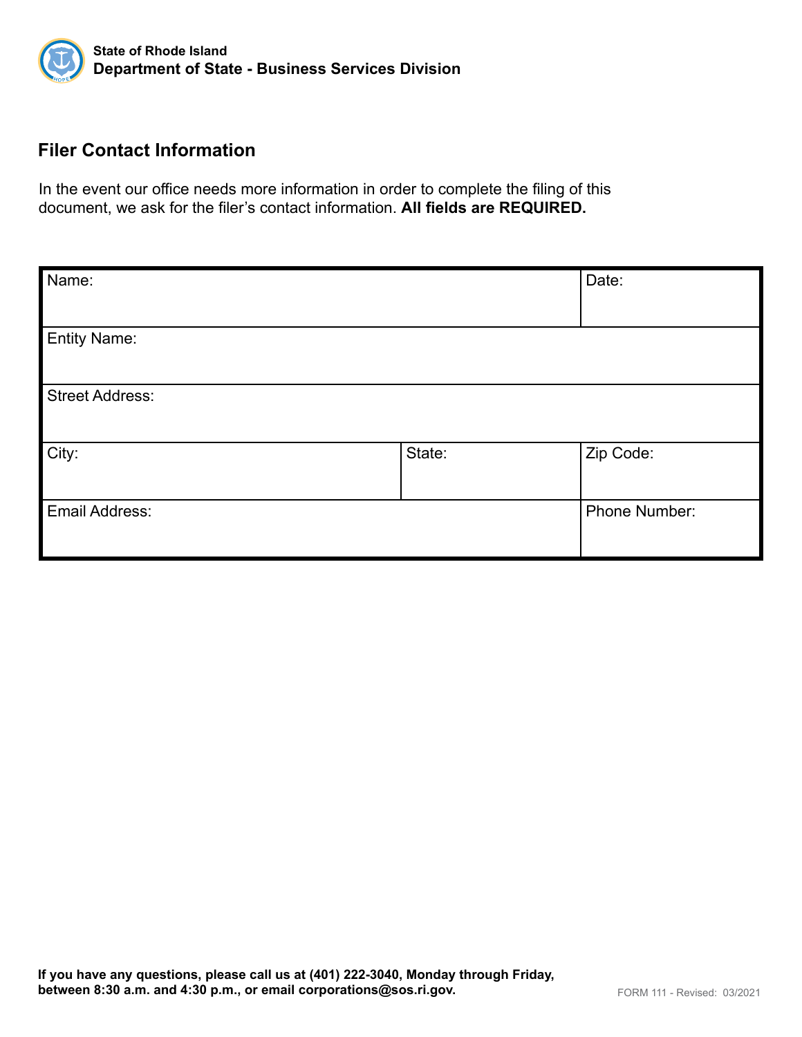State of Rhode Island
**Department of State - Business Services Division**

## Filer Contact Information

In the event our office needs more information in order to complete the filing of this document, we ask for the filer's contact information. **All fields are REQUIRED.**

| | | |
|---|---|---|
| Name: | | Date: |
| Entity Name: | | |
| Street Address: | | |
| City: | State: | Zip Code: |
| Email Address: | | Phone Number: |

**If you have any questions, please call us at (401) 222-3040, Monday through Friday, between 8:30 a.m. and 4:30 p.m., or email corporations@sos.ri.gov.**

FORM 111 - Revised: 03/2021